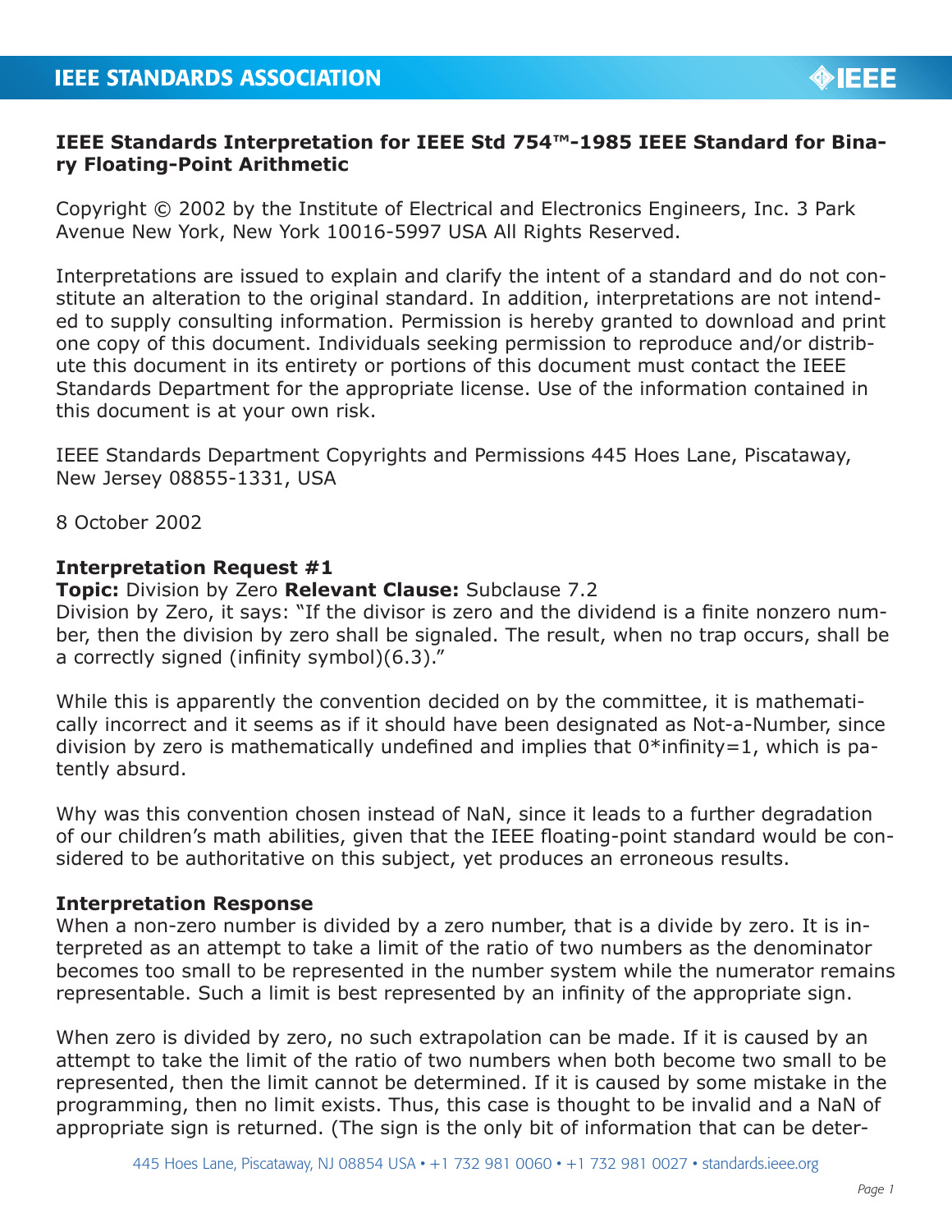## IEEE Standards Interpretation for IEEE Std 754™-1985 IEEE Standard for Binary Floating-Point Arithmetic

Copyright © 2002 by the Institute of Electrical and Electronics Engineers, Inc. 3 Park Avenue New York, New York 10016-5997 USA All Rights Reserved.

Interpretations are issued to explain and clarify the intent of a standard and do not constitute an alteration to the original standard. In addition, interpretations are not intended to supply consulting information. Permission is hereby granted to download and print one copy of this document. Individuals seeking permission to reproduce and/or distribute this document in its entirety or portions of this document must contact the IEEE Standards Department for the appropriate license. Use of the information contained in this document is at your own risk.

IEEE Standards Department Copyrights and Permissions 445 Hoes Lane, Piscataway, New Jersey 08855-1331, USA

8 October 2002

**Interpretation Request #1**

**Topic:** Division by Zero **Relevant Clause:** Subclause 7.2

Division by Zero, it says: "If the divisor is zero and the dividend is a finite nonzero number, then the division by zero shall be signaled. The result, when no trap occurs, shall be a correctly signed (infinity symbol)(6.3)."

While this is apparently the convention decided on by the committee, it is mathematically incorrect and it seems as if it should have been designated as Not-a-Number, since division by zero is mathematically undefined and implies that 0*infinity=1, which is patently absurd.

Why was this convention chosen instead of NaN, since it leads to a further degradation of our children's math abilities, given that the IEEE floating-point standard would be considered to be authoritative on this subject, yet produces an erroneous results.

**Interpretation Response**

When a non-zero number is divided by a zero number, that is a divide by zero. It is interpreted as an attempt to take a limit of the ratio of two numbers as the denominator becomes too small to be represented in the number system while the numerator remains representable. Such a limit is best represented by an infinity of the appropriate sign.

When zero is divided by zero, no such extrapolation can be made. If it is caused by an attempt to take the limit of the ratio of two numbers when both become two small to be represented, then the limit cannot be determined. If it is caused by some mistake in the programming, then no limit exists. Thus, this case is thought to be invalid and a NaN of appropriate sign is returned. (The sign is the only bit of information that can be deter-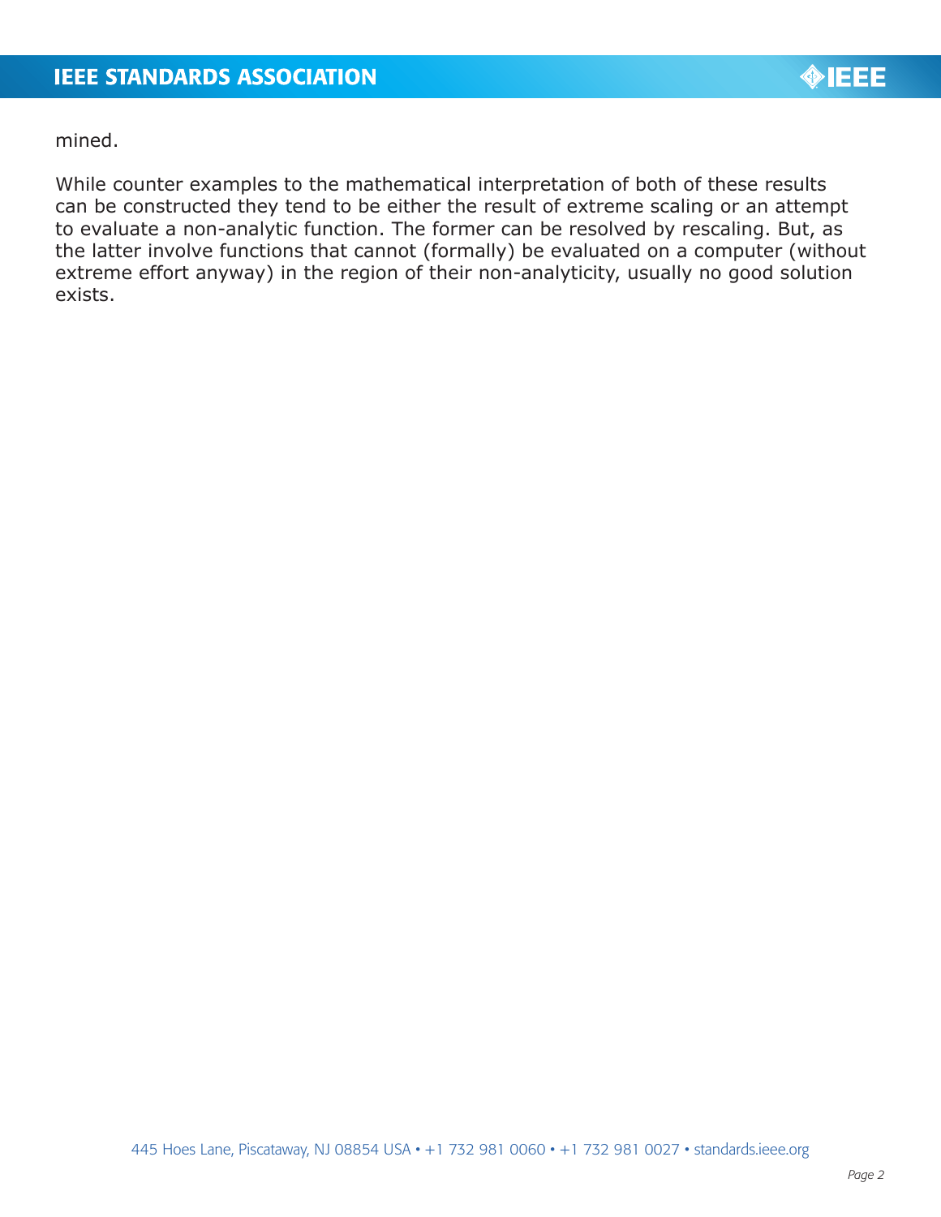mined.

While counter examples to the mathematical interpretation of both of these results can be constructed they tend to be either the result of extreme scaling or an attempt to evaluate a non-analytic function. The former can be resolved by rescaling. But, as the latter involve functions that cannot (formally) be evaluated on a computer (without extreme effort anyway) in the region of their non-analyticity, usually no good solution exists.